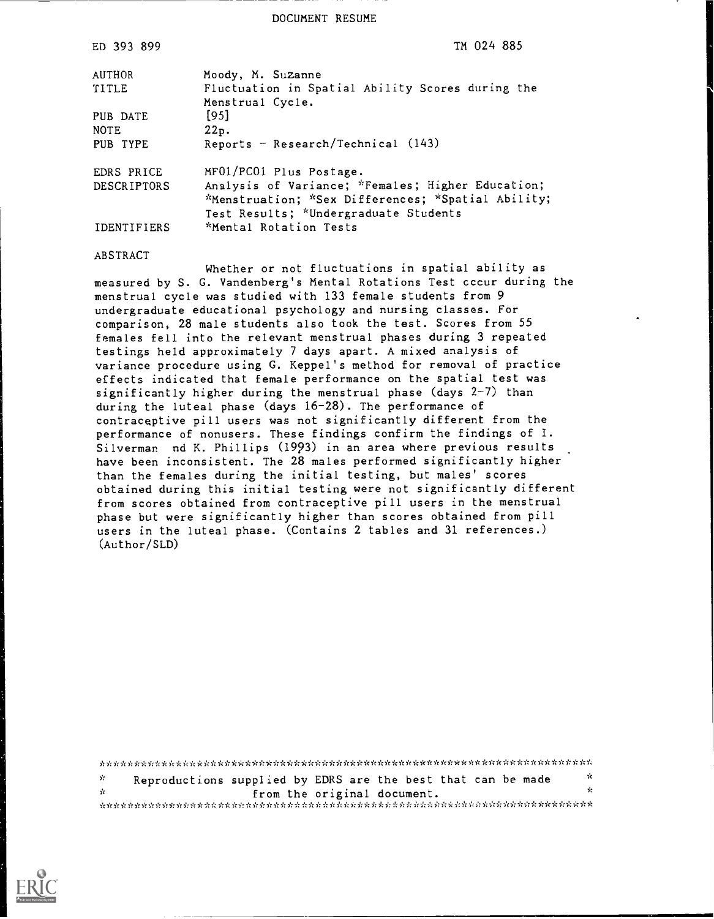DOCUMENT RESUME

| | |
|---|---|
| ED 393 899 | TM 024 885 |
| AUTHOR | Moody, M. Suzanne |
| TITLE | Fluctuation in Spatial Ability Scores during the Menstrual Cycle. |
| PUB DATE | [95] |
| NOTE | 22p. |
| PUB TYPE | Reports - Research/Technical (143) |
| EDRS PRICE | MF01/PC01 Plus Postage. |
| DESCRIPTORS | Analysis of Variance; *Females; Higher Education; *Menstruation; *Sex Differences; *Spatial Ability; Test Results; *Undergraduate Students |
| IDENTIFIERS | *Mental Rotation Tests |

ABSTRACT

Whether or not fluctuations in spatial ability as measured by S. G. Vandenberg's Mental Rotations Test cccur during the menstrual cycle was studied with 133 female students from 9 undergraduate educational psychology and nursing classes. For comparison, 28 male students also took the test. Scores from 55 females fell into the relevant menstrual phases during 3 repeated testings held approximately 7 days apart. A mixed analysis of variance procedure using G. Keppel's method for removal of practice effects indicated that female performance on the spatial test was significantly higher during the menstrual phase (days 2-7) than during the luteal phase (days 16-28). The performance of contraceptive pill users was not significantly different from the performance of nonusers. These findings confirm the findings of I. Silverman nd K. Phillips (1993) in an area where previous results have been inconsistent. The 28 males performed significantly higher than the females during the initial testing, but males' scores obtained during this initial testing were not significantly different from scores obtained from contraceptive pill users in the menstrual phase but were significantly higher than scores obtained from pill users in the luteal phase. (Contains 2 tables and 31 references.) (Author/SLD)

***********************************************************************
* Reproductions supplied by EDRS are the best that can be made *
* from the original document. *
***********************************************************************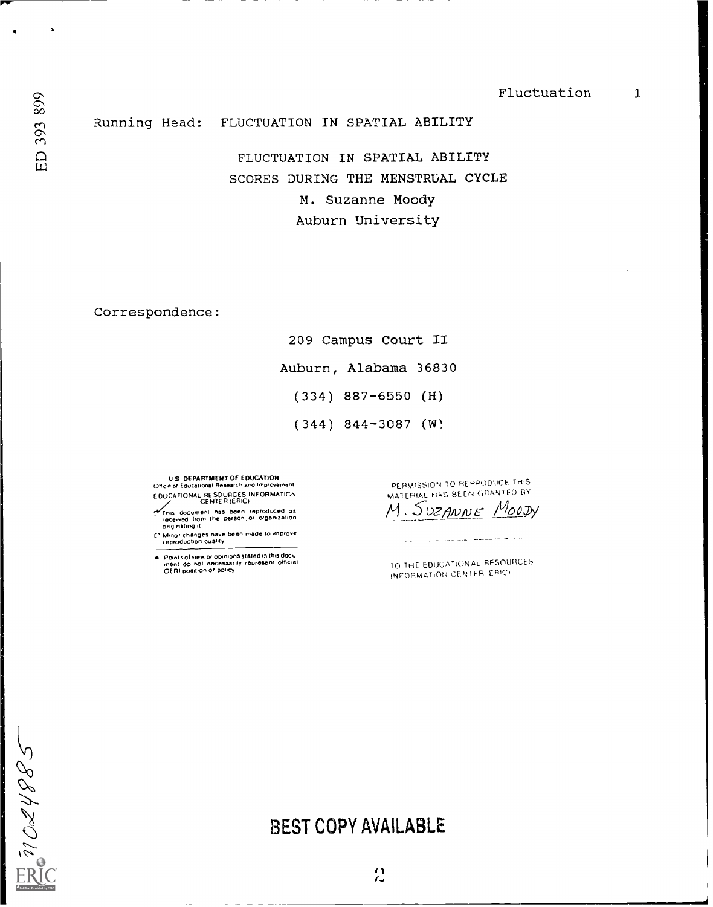Running Head: FLUCTUATION IN SPATIAL ABILITY

# FLUCTUATION IN SPATIAL ABILITY SCORES DURING THE MENSTRUAL CYCLE

M. Suzanne Moody

Auburn University

Correspondence:

209 Campus Court II

Auburn, Alabama 36830

(334) 887-6550 (H)

(344) 844-3087 (W)

U.S. DEPARTMENT OF EDUCATION
Office of Educational Research and Improvement
EDUCATIONAL RESOURCES INFORMATION CENTER (ERIC)

- This document has been reproduced as received from the person or organization originating it.
- Minor changes have been made to improve reproduction quality.
- Points of view or opinions stated in this document do not necessarily represent official OERI position or policy.

PERMISSION TO REPRODUCE THIS MATERIAL HAS BEEN GRANTED BY

M. Suzanne Moody

TO THE EDUCATIONAL RESOURCES INFORMATION CENTER (ERIC)

BEST COPY AVAILABLE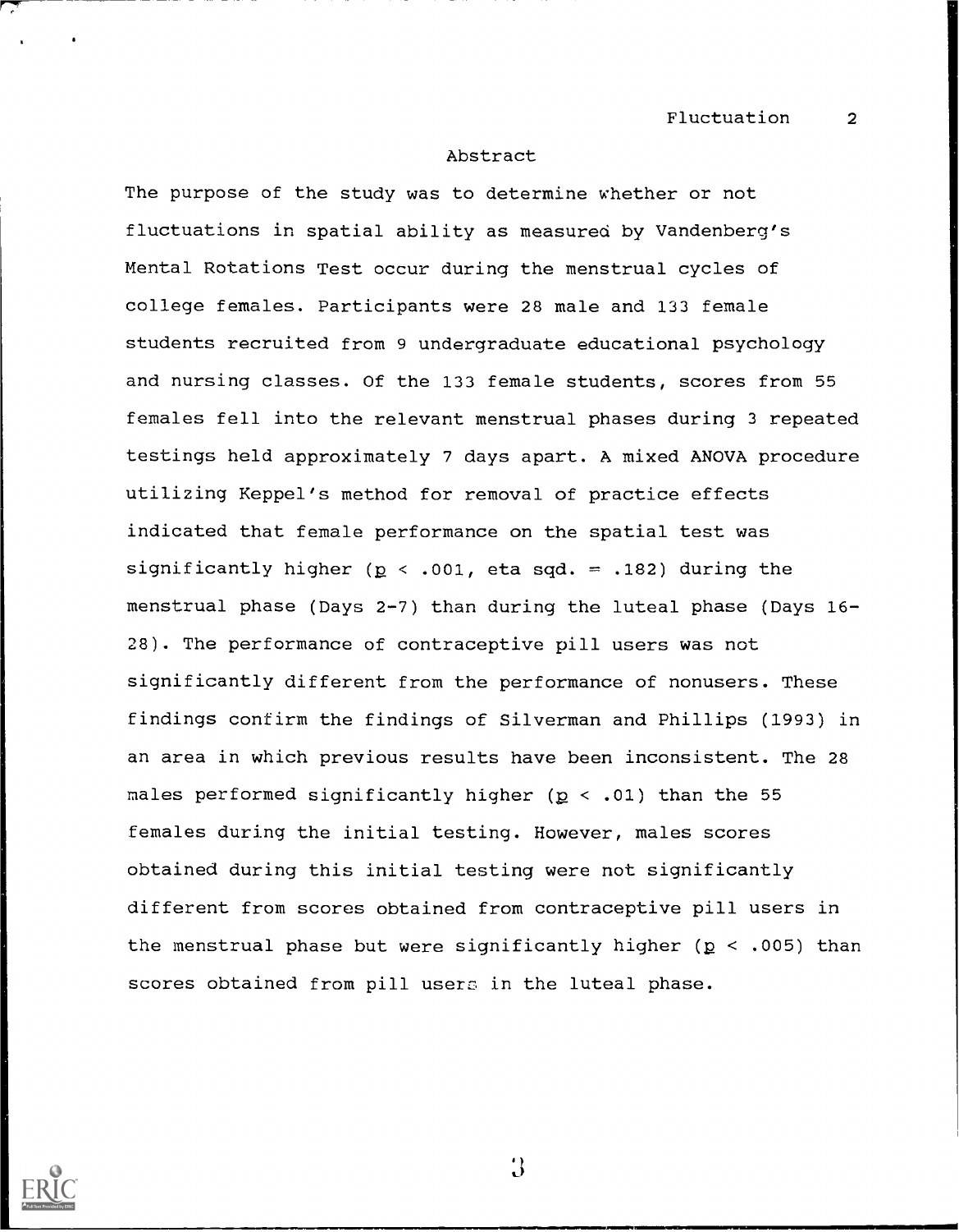## Abstract

The purpose of the study was to determine whether or not fluctuations in spatial ability as measured by Vandenberg's Mental Rotations Test occur during the menstrual cycles of college females. Participants were 28 male and 133 female students recruited from 9 undergraduate educational psychology and nursing classes. Of the 133 female students, scores from 55 females fell into the relevant menstrual phases during 3 repeated testings held approximately 7 days apart. A mixed ANOVA procedure utilizing Keppel's method for removal of practice effects indicated that female performance on the spatial test was significantly higher ($p < .001$, eta sqd. = .182) during the menstrual phase (Days 2-7) than during the luteal phase (Days 16-28). The performance of contraceptive pill users was not significantly different from the performance of nonusers. These findings confirm the findings of Silverman and Phillips (1993) in an area in which previous results have been inconsistent. The 28 males performed significantly higher ($p < .01$) than the 55 females during the initial testing. However, males scores obtained during this initial testing were not significantly different from scores obtained from contraceptive pill users in the menstrual phase but were significantly higher ($p < .005$) than scores obtained from pill users in the luteal phase.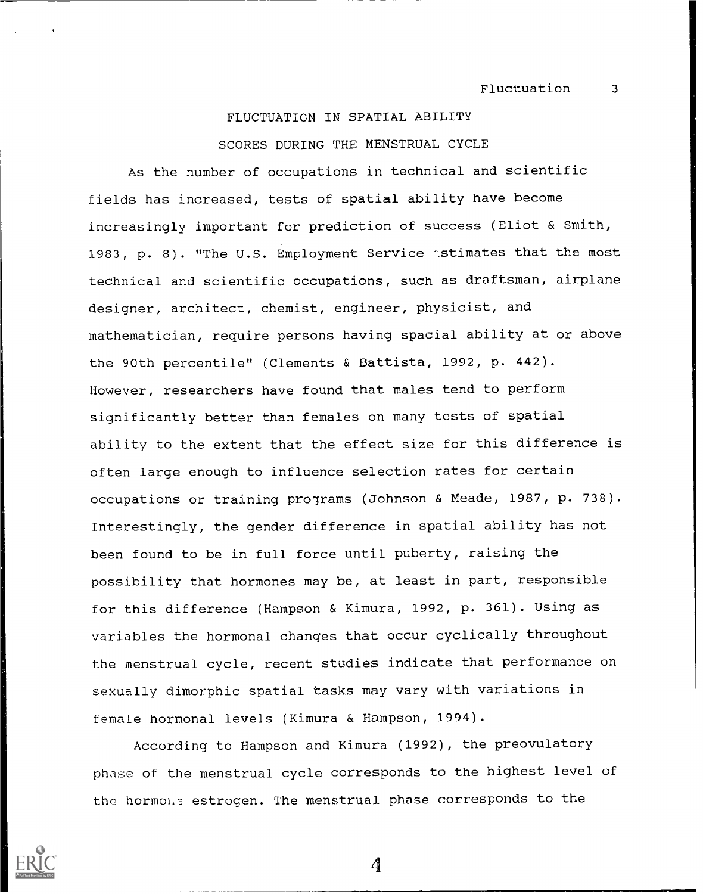# FLUCTUATION IN SPATIAL ABILITY SCORES DURING THE MENSTRUAL CYCLE

As the number of occupations in technical and scientific fields has increased, tests of spatial ability have become increasingly important for prediction of success (Eliot & Smith, 1983, p. 8). "The U.S. Employment Service estimates that the most technical and scientific occupations, such as draftsman, airplane designer, architect, chemist, engineer, physicist, and mathematician, require persons having spacial ability at or above the 90th percentile" (Clements & Battista, 1992, p. 442). However, researchers have found that males tend to perform significantly better than females on many tests of spatial ability to the extent that the effect size for this difference is often large enough to influence selection rates for certain occupations or training programs (Johnson & Meade, 1987, p. 738). Interestingly, the gender difference in spatial ability has not been found to be in full force until puberty, raising the possibility that hormones may be, at least in part, responsible for this difference (Hampson & Kimura, 1992, p. 361). Using as variables the hormonal changes that occur cyclically throughout the menstrual cycle, recent studies indicate that performance on sexually dimorphic spatial tasks may vary with variations in female hormonal levels (Kimura & Hampson, 1994).

According to Hampson and Kimura (1992), the preovulatory phase of the menstrual cycle corresponds to the highest level of the hormone estrogen. The menstrual phase corresponds to the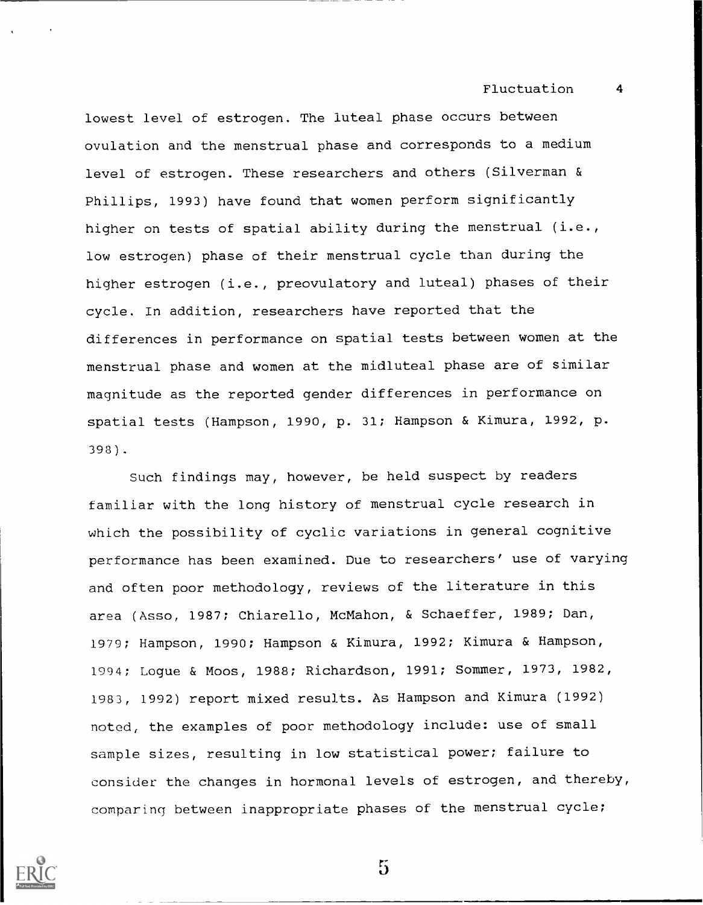lowest level of estrogen. The luteal phase occurs between ovulation and the menstrual phase and corresponds to a medium level of estrogen. These researchers and others (Silverman & Phillips, 1993) have found that women perform significantly higher on tests of spatial ability during the menstrual (i.e., low estrogen) phase of their menstrual cycle than during the higher estrogen (i.e., preovulatory and luteal) phases of their cycle. In addition, researchers have reported that the differences in performance on spatial tests between women at the menstrual phase and women at the midluteal phase are of similar magnitude as the reported gender differences in performance on spatial tests (Hampson, 1990, p. 31; Hampson & Kimura, 1992, p. 398).

Such findings may, however, be held suspect by readers familiar with the long history of menstrual cycle research in which the possibility of cyclic variations in general cognitive performance has been examined. Due to researchers' use of varying and often poor methodology, reviews of the literature in this area (Asso, 1987; Chiarello, McMahon, & Schaeffer, 1989; Dan, 1979; Hampson, 1990; Hampson & Kimura, 1992; Kimura & Hampson, 1994; Logue & Moos, 1988; Richardson, 1991; Sommer, 1973, 1982, 1983, 1992) report mixed results. As Hampson and Kimura (1992) noted, the examples of poor methodology include: use of small sample sizes, resulting in low statistical power; failure to consider the changes in hormonal levels of estrogen, and thereby, comparing between inappropriate phases of the menstrual cycle;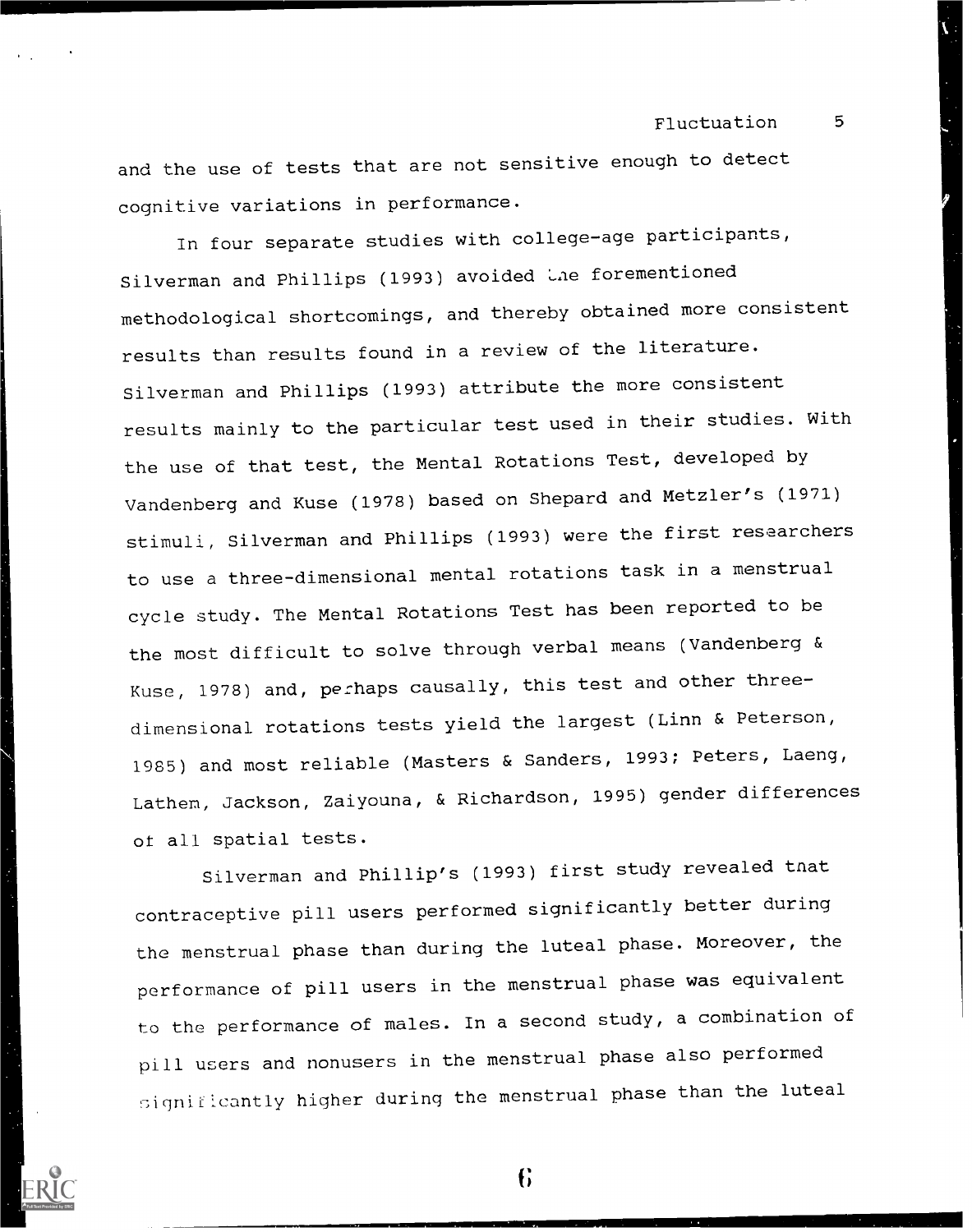and the use of tests that are not sensitive enough to detect cognitive variations in performance.

In four separate studies with college-age participants, Silverman and Phillips (1993) avoided the forementioned methodological shortcomings, and thereby obtained more consistent results than results found in a review of the literature. Silverman and Phillips (1993) attribute the more consistent results mainly to the particular test used in their studies. With the use of that test, the Mental Rotations Test, developed by Vandenberg and Kuse (1978) based on Shepard and Metzler's (1971) stimuli, Silverman and Phillips (1993) were the first researchers to use a three-dimensional mental rotations task in a menstrual cycle study. The Mental Rotations Test has been reported to be the most difficult to solve through verbal means (Vandenberg & Kuse, 1978) and, perhaps causally, this test and other three-dimensional rotations tests yield the largest (Linn & Peterson, 1985) and most reliable (Masters & Sanders, 1993; Peters, Laeng, Lathem, Jackson, Zaiyouna, & Richardson, 1995) gender differences of all spatial tests.

Silverman and Phillip's (1993) first study revealed that contraceptive pill users performed significantly better during the menstrual phase than during the luteal phase. Moreover, the performance of pill users in the menstrual phase was equivalent to the performance of males. In a second study, a combination of pill users and nonusers in the menstrual phase also performed significantly higher during the menstrual phase than the luteal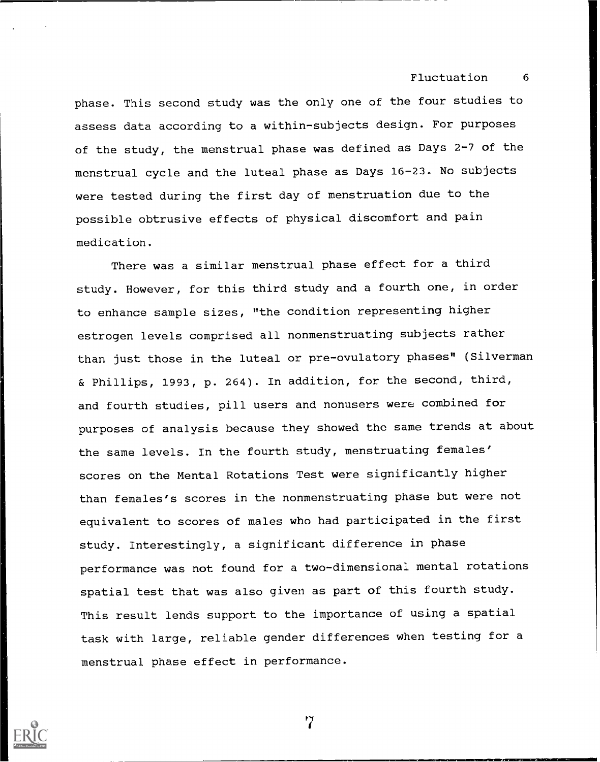phase. This second study was the only one of the four studies to assess data according to a within-subjects design. For purposes of the study, the menstrual phase was defined as Days 2-7 of the menstrual cycle and the luteal phase as Days 16-23. No subjects were tested during the first day of menstruation due to the possible obtrusive effects of physical discomfort and pain medication.

There was a similar menstrual phase effect for a third study. However, for this third study and a fourth one, in order to enhance sample sizes, "the condition representing higher estrogen levels comprised all nonmenstruating subjects rather than just those in the luteal or pre-ovulatory phases" (Silverman & Phillips, 1993, p. 264). In addition, for the second, third, and fourth studies, pill users and nonusers were combined for purposes of analysis because they showed the same trends at about the same levels. In the fourth study, menstruating females' scores on the Mental Rotations Test were significantly higher than females's scores in the nonmenstruating phase but were not equivalent to scores of males who had participated in the first study. Interestingly, a significant difference in phase performance was not found for a two-dimensional mental rotations spatial test that was also given as part of this fourth study. This result lends support to the importance of using a spatial task with large, reliable gender differences when testing for a menstrual phase effect in performance.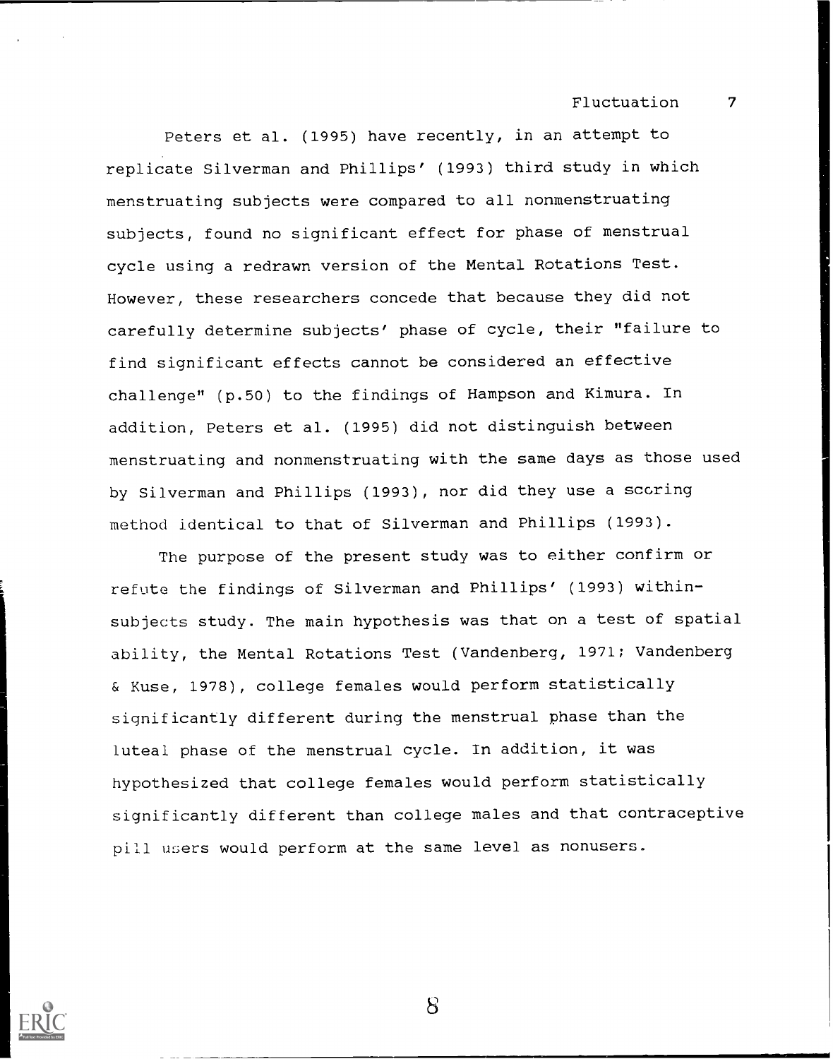Peters et al. (1995) have recently, in an attempt to replicate Silverman and Phillips' (1993) third study in which menstruating subjects were compared to all nonmenstruating subjects, found no significant effect for phase of menstrual cycle using a redrawn version of the Mental Rotations Test. However, these researchers concede that because they did not carefully determine subjects' phase of cycle, their "failure to find significant effects cannot be considered an effective challenge" (p.50) to the findings of Hampson and Kimura. In addition, Peters et al. (1995) did not distinguish between menstruating and nonmenstruating with the same days as those used by Silverman and Phillips (1993), nor did they use a scoring method identical to that of Silverman and Phillips (1993).

The purpose of the present study was to either confirm or refute the findings of Silverman and Phillips' (1993) within-subjects study. The main hypothesis was that on a test of spatial ability, the Mental Rotations Test (Vandenberg, 1971; Vandenberg & Kuse, 1978), college females would perform statistically significantly different during the menstrual phase than the luteal phase of the menstrual cycle. In addition, it was hypothesized that college females would perform statistically significantly different than college males and that contraceptive pill users would perform at the same level as nonusers.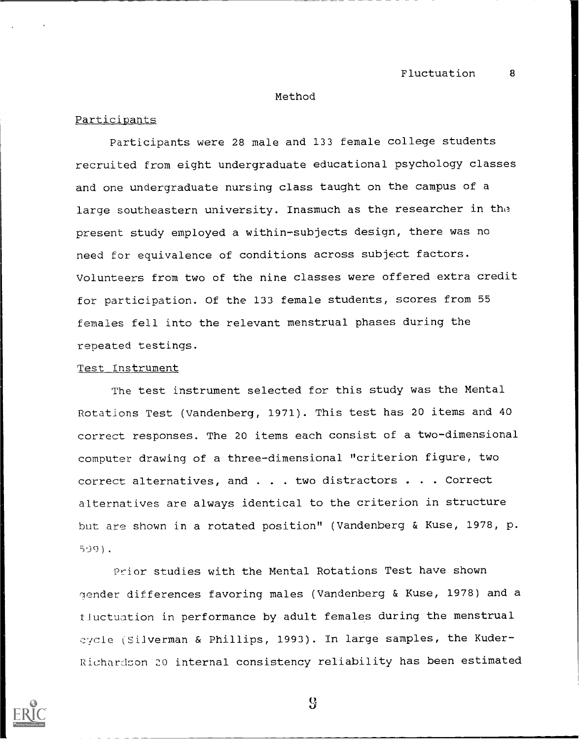## Method

### Participants

Participants were 28 male and 133 female college students recruited from eight undergraduate educational psychology classes and one undergraduate nursing class taught on the campus of a large southeastern university. Inasmuch as the researcher in the present study employed a within-subjects design, there was no need for equivalence of conditions across subject factors. Volunteers from two of the nine classes were offered extra credit for participation. Of the 133 female students, scores from 55 females fell into the relevant menstrual phases during the repeated testings.

### Test Instrument

The test instrument selected for this study was the Mental Rotations Test (Vandenberg, 1971). This test has 20 items and 40 correct responses. The 20 items each consist of a two-dimensional computer drawing of a three-dimensional "criterion figure, two correct alternatives, and . . . two distractors . . . Correct alternatives are always identical to the criterion in structure but are shown in a rotated position" (Vandenberg & Kuse, 1978, p. 599).

Prior studies with the Mental Rotations Test have shown gender differences favoring males (Vandenberg & Kuse, 1978) and a fluctuation in performance by adult females during the menstrual cycle (Silverman & Phillips, 1993). In large samples, the Kuder-Richardson 20 internal consistency reliability has been estimated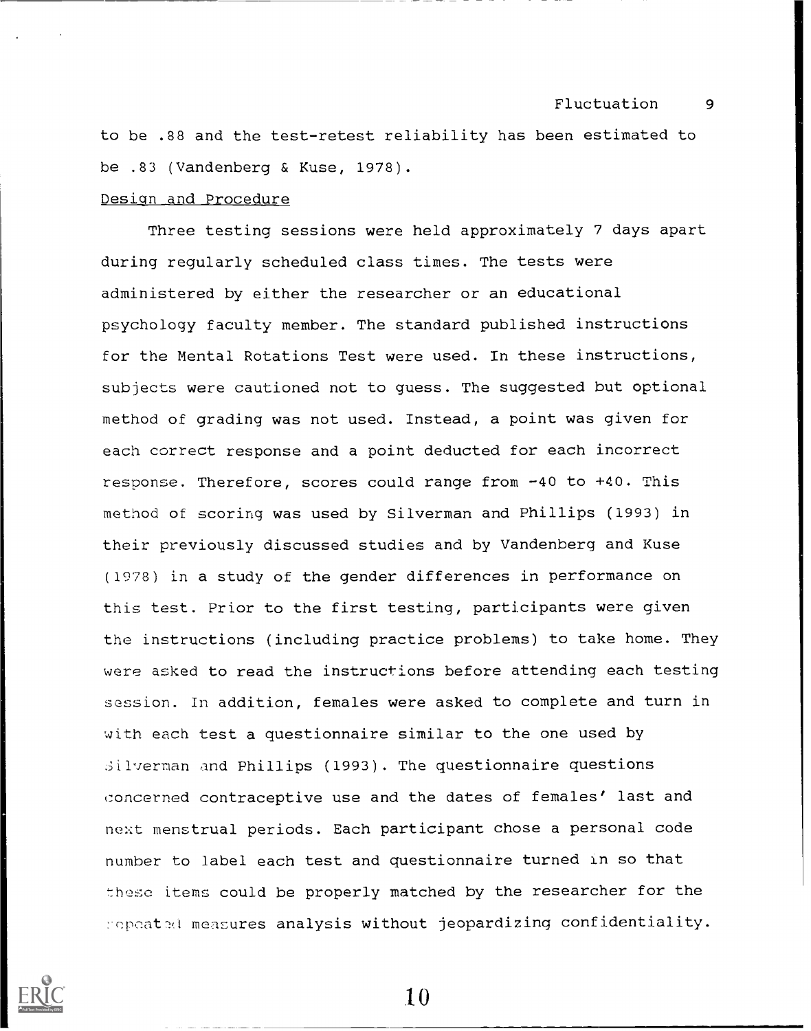to be .88 and the test-retest reliability has been estimated to be .83 (Vandenberg & Kuse, 1978).

Design and Procedure

Three testing sessions were held approximately 7 days apart during regularly scheduled class times. The tests were administered by either the researcher or an educational psychology faculty member. The standard published instructions for the Mental Rotations Test were used. In these instructions, subjects were cautioned not to guess. The suggested but optional method of grading was not used. Instead, a point was given for each correct response and a point deducted for each incorrect response. Therefore, scores could range from -40 to +40. This method of scoring was used by Silverman and Phillips (1993) in their previously discussed studies and by Vandenberg and Kuse (1978) in a study of the gender differences in performance on this test. Prior to the first testing, participants were given the instructions (including practice problems) to take home. They were asked to read the instructions before attending each testing session. In addition, females were asked to complete and turn in with each test a questionnaire similar to the one used by Silverman and Phillips (1993). The questionnaire questions concerned contraceptive use and the dates of females' last and next menstrual periods. Each participant chose a personal code number to label each test and questionnaire turned in so that these items could be properly matched by the researcher for the repeated measures analysis without jeopardizing confidentiality.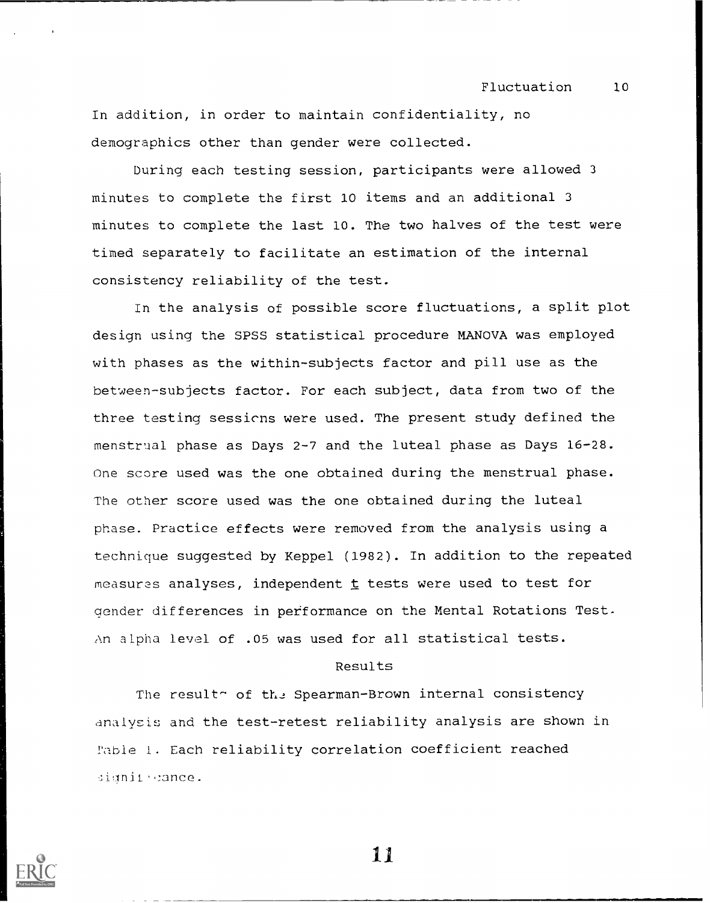In addition, in order to maintain confidentiality, no demographics other than gender were collected.

During each testing session, participants were allowed 3 minutes to complete the first 10 items and an additional 3 minutes to complete the last 10. The two halves of the test were timed separately to facilitate an estimation of the internal consistency reliability of the test.

In the analysis of possible score fluctuations, a split plot design using the SPSS statistical procedure MANOVA was employed with phases as the within-subjects factor and pill use as the between-subjects factor. For each subject, data from two of the three testing sessions were used. The present study defined the menstrual phase as Days 2-7 and the luteal phase as Days 16-28. One score used was the one obtained during the menstrual phase. The other score used was the one obtained during the luteal phase. Practice effects were removed from the analysis using a technique suggested by Keppel (1982). In addition to the repeated measures analyses, independent *t* tests were used to test for gender differences in performance on the Mental Rotations Test. An alpha level of .05 was used for all statistical tests.

## Results

The results of the Spearman-Brown internal consistency analysis and the test-retest reliability analysis are shown in Table 1. Each reliability correlation coefficient reached significance.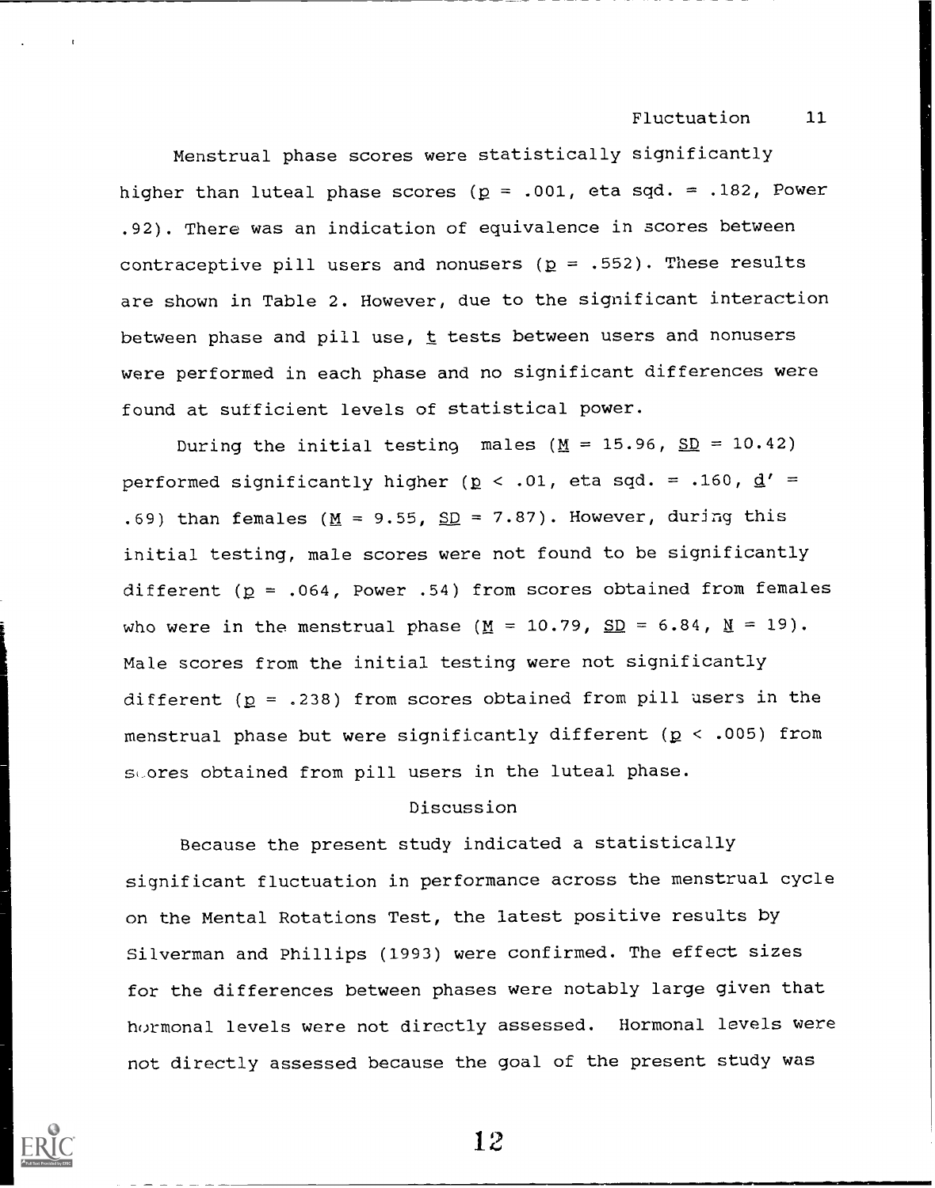Menstrual phase scores were statistically significantly higher than luteal phase scores ($p = .001$, eta sqd. = .182, Power .92). There was an indication of equivalence in scores between contraceptive pill users and nonusers ($p = .552$). These results are shown in Table 2. However, due to the significant interaction between phase and pill use, *t* tests between users and nonusers were performed in each phase and no significant differences were found at sufficient levels of statistical power.

During the initial testing males ($M = 15.96$, $SD = 10.42$) performed significantly higher ($p < .01$, eta sqd. = .160, $d' = .69$) than females ($M = 9.55$, $SD = 7.87$). However, during this initial testing, male scores were not found to be significantly different ($p = .064$, Power .54) from scores obtained from females who were in the menstrual phase ($M = 10.79$, $SD = 6.84$, $N = 19$). Male scores from the initial testing were not significantly different ($p = .238$) from scores obtained from pill users in the menstrual phase but were significantly different ($p < .005$) from scores obtained from pill users in the luteal phase.

## Discussion

Because the present study indicated a statistically significant fluctuation in performance across the menstrual cycle on the Mental Rotations Test, the latest positive results by Silverman and Phillips (1993) were confirmed. The effect sizes for the differences between phases were notably large given that hormonal levels were not directly assessed. Hormonal levels were not directly assessed because the goal of the present study was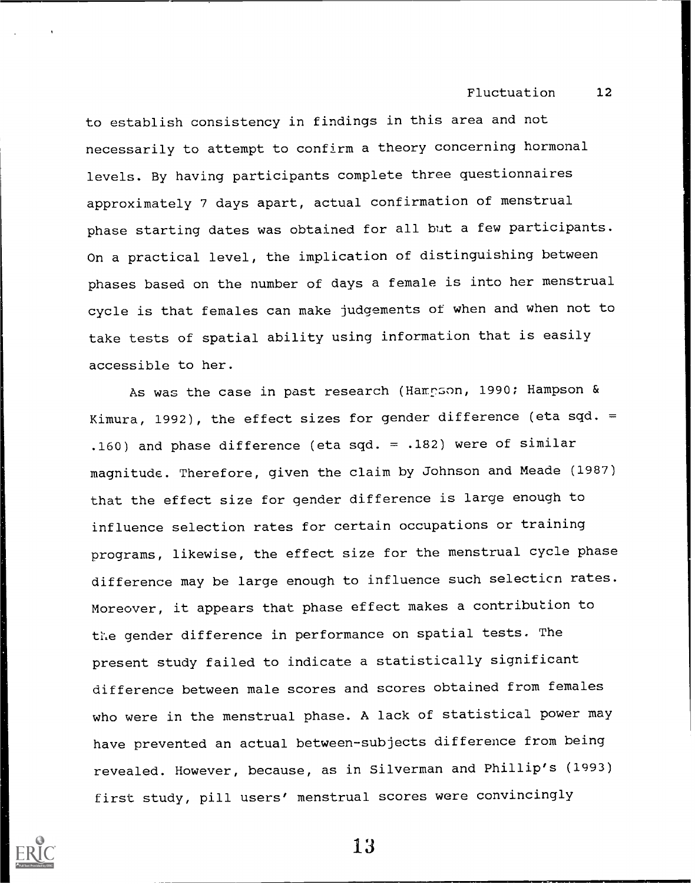to establish consistency in findings in this area and not necessarily to attempt to confirm a theory concerning hormonal levels. By having participants complete three questionnaires approximately 7 days apart, actual confirmation of menstrual phase starting dates was obtained for all but a few participants. On a practical level, the implication of distinguishing between phases based on the number of days a female is into her menstrual cycle is that females can make judgements of when and when not to take tests of spatial ability using information that is easily accessible to her.

As was the case in past research (Hampson, 1990; Hampson & Kimura, 1992), the effect sizes for gender difference (eta sqd. = .160) and phase difference (eta sqd. = .182) were of similar magnitude. Therefore, given the claim by Johnson and Meade (1987) that the effect size for gender difference is large enough to influence selection rates for certain occupations or training programs, likewise, the effect size for the menstrual cycle phase difference may be large enough to influence such selection rates. Moreover, it appears that phase effect makes a contribution to the gender difference in performance on spatial tests. The present study failed to indicate a statistically significant difference between male scores and scores obtained from females who were in the menstrual phase. A lack of statistical power may have prevented an actual between-subjects difference from being revealed. However, because, as in Silverman and Phillip's (1993) first study, pill users' menstrual scores were convincingly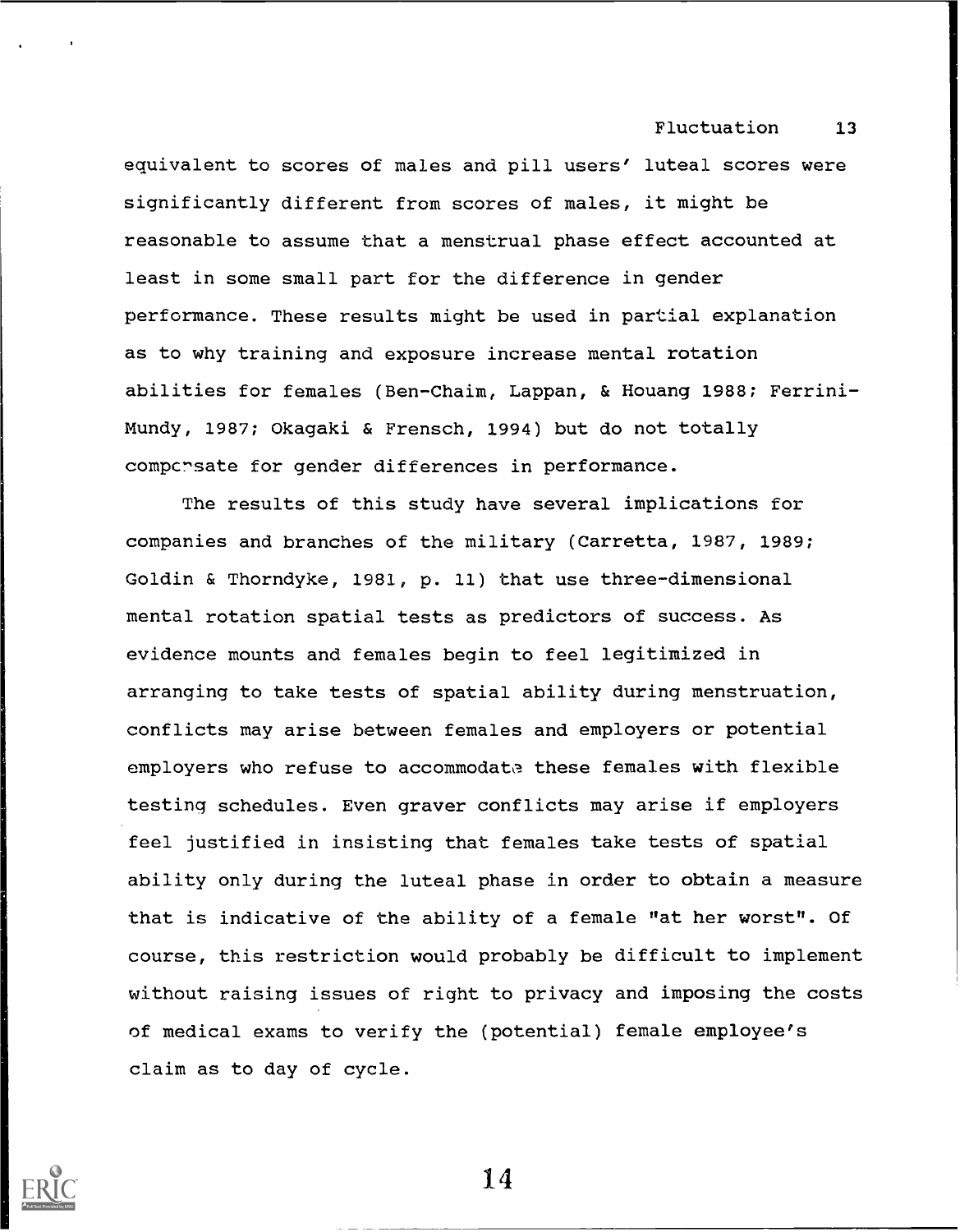equivalent to scores of males and pill users' luteal scores were significantly different from scores of males, it might be reasonable to assume that a menstrual phase effect accounted at least in some small part for the difference in gender performance. These results might be used in partial explanation as to why training and exposure increase mental rotation abilities for females (Ben-Chaim, Lappan, & Houang 1988; Ferrini-Mundy, 1987; Okagaki & Frensch, 1994) but do not totally compensate for gender differences in performance.

The results of this study have several implications for companies and branches of the military (Carretta, 1987, 1989; Goldin & Thorndyke, 1981, p. 11) that use three-dimensional mental rotation spatial tests as predictors of success. As evidence mounts and females begin to feel legitimized in arranging to take tests of spatial ability during menstruation, conflicts may arise between females and employers or potential employers who refuse to accommodate these females with flexible testing schedules. Even graver conflicts may arise if employers feel justified in insisting that females take tests of spatial ability only during the luteal phase in order to obtain a measure that is indicative of the ability of a female "at her worst". Of course, this restriction would probably be difficult to implement without raising issues of right to privacy and imposing the costs of medical exams to verify the (potential) female employee's claim as to day of cycle.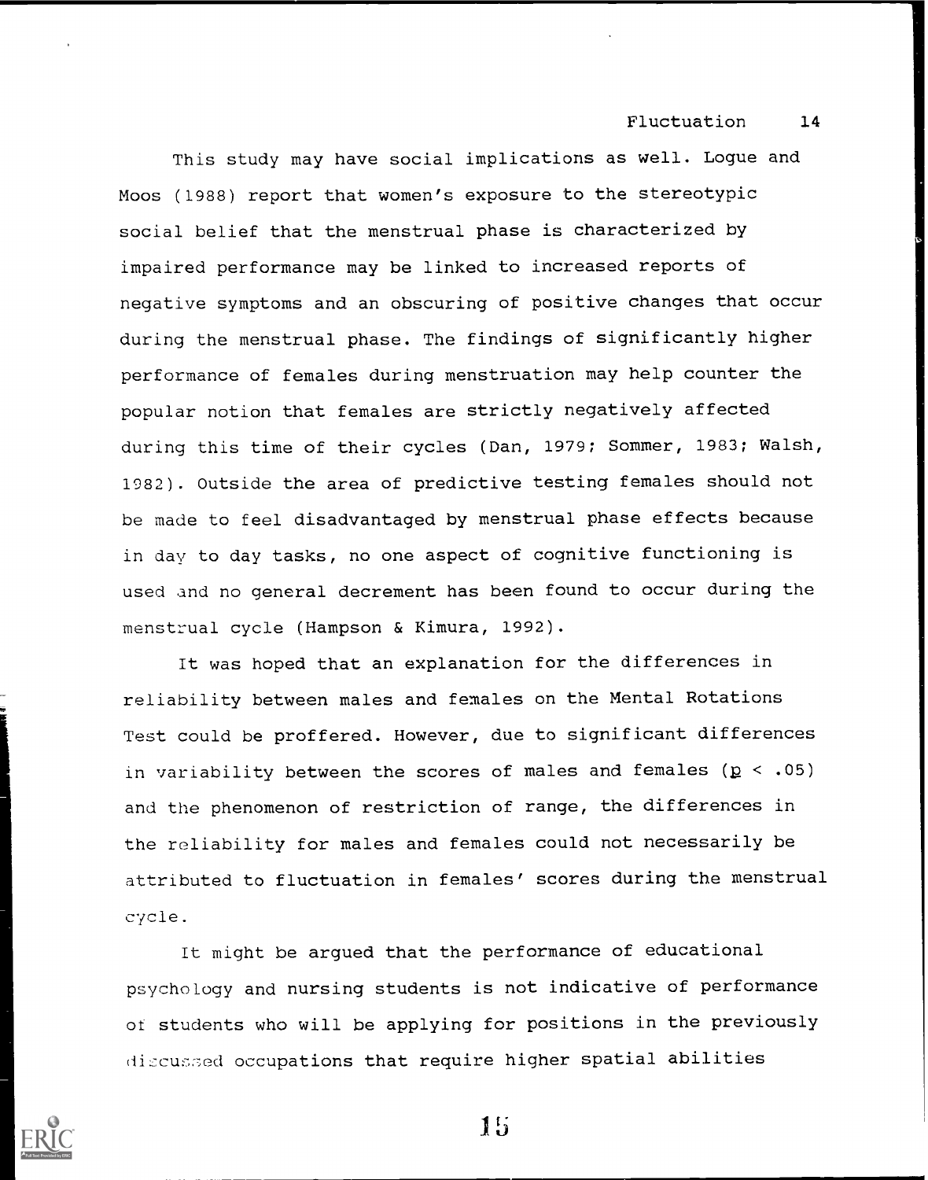This study may have social implications as well. Logue and Moos (1988) report that women's exposure to the stereotypic social belief that the menstrual phase is characterized by impaired performance may be linked to increased reports of negative symptoms and an obscuring of positive changes that occur during the menstrual phase. The findings of significantly higher performance of females during menstruation may help counter the popular notion that females are strictly negatively affected during this time of their cycles (Dan, 1979; Sommer, 1983; Walsh, 1982). Outside the area of predictive testing females should not be made to feel disadvantaged by menstrual phase effects because in day to day tasks, no one aspect of cognitive functioning is used and no general decrement has been found to occur during the menstrual cycle (Hampson & Kimura, 1992).

It was hoped that an explanation for the differences in reliability between males and females on the Mental Rotations Test could be proffered. However, due to significant differences in variability between the scores of males and females ($p < .05$) and the phenomenon of restriction of range, the differences in the reliability for males and females could not necessarily be attributed to fluctuation in females' scores during the menstrual cycle.

It might be argued that the performance of educational psychology and nursing students is not indicative of performance of students who will be applying for positions in the previously discussed occupations that require higher spatial abilities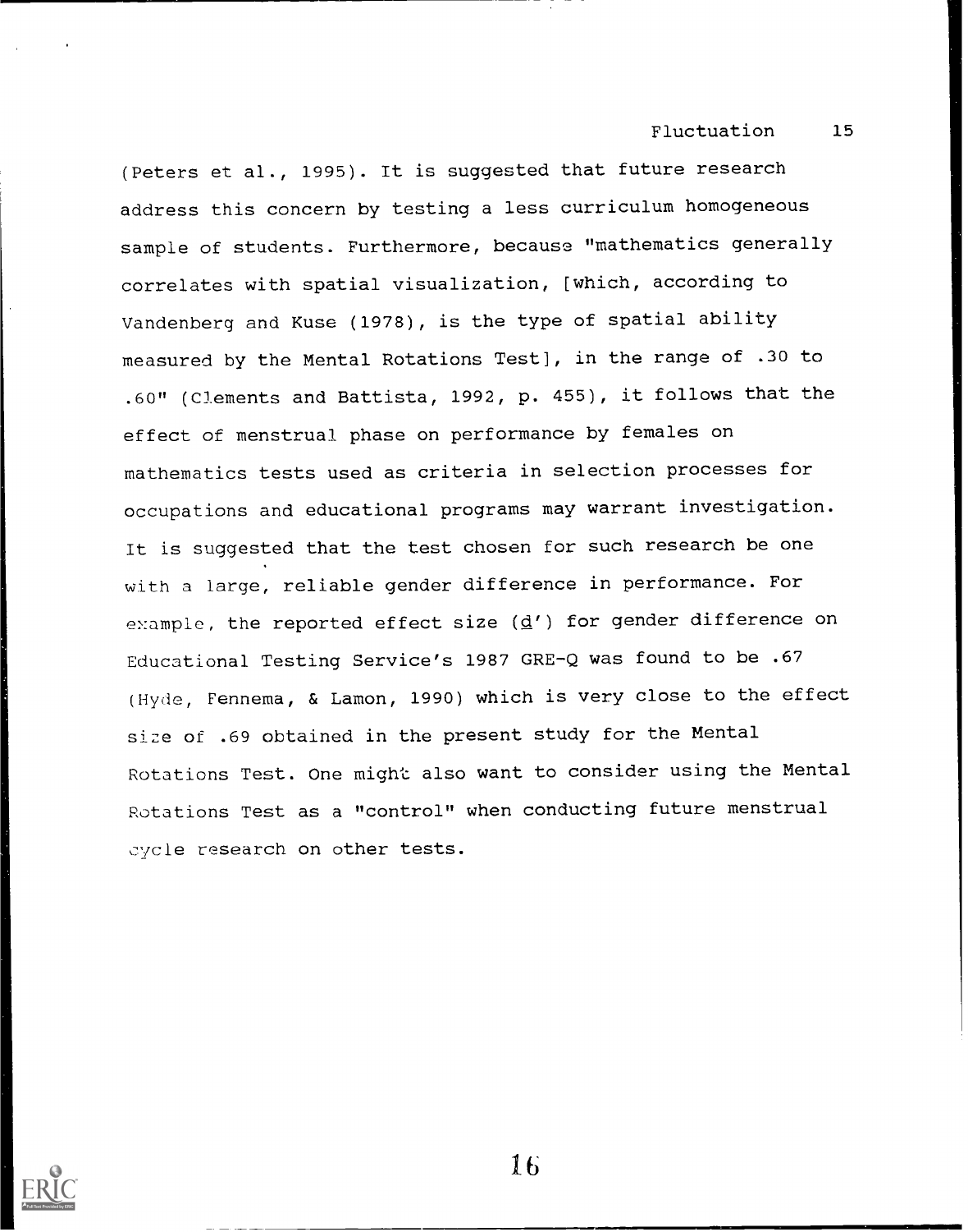(Peters et al., 1995). It is suggested that future research address this concern by testing a less curriculum homogeneous sample of students. Furthermore, because "mathematics generally correlates with spatial visualization, [which, according to Vandenberg and Kuse (1978), is the type of spatial ability measured by the Mental Rotations Test], in the range of .30 to .60" (Clements and Battista, 1992, p. 455), it follows that the effect of menstrual phase on performance by females on mathematics tests used as criteria in selection processes for occupations and educational programs may warrant investigation. It is suggested that the test chosen for such research be one with a large, reliable gender difference in performance. For example, the reported effect size (*d*') for gender difference on Educational Testing Service's 1987 GRE-Q was found to be .67 (Hyde, Fennema, & Lamon, 1990) which is very close to the effect size of .69 obtained in the present study for the Mental Rotations Test. One might also want to consider using the Mental Rotations Test as a "control" when conducting future menstrual cycle research on other tests.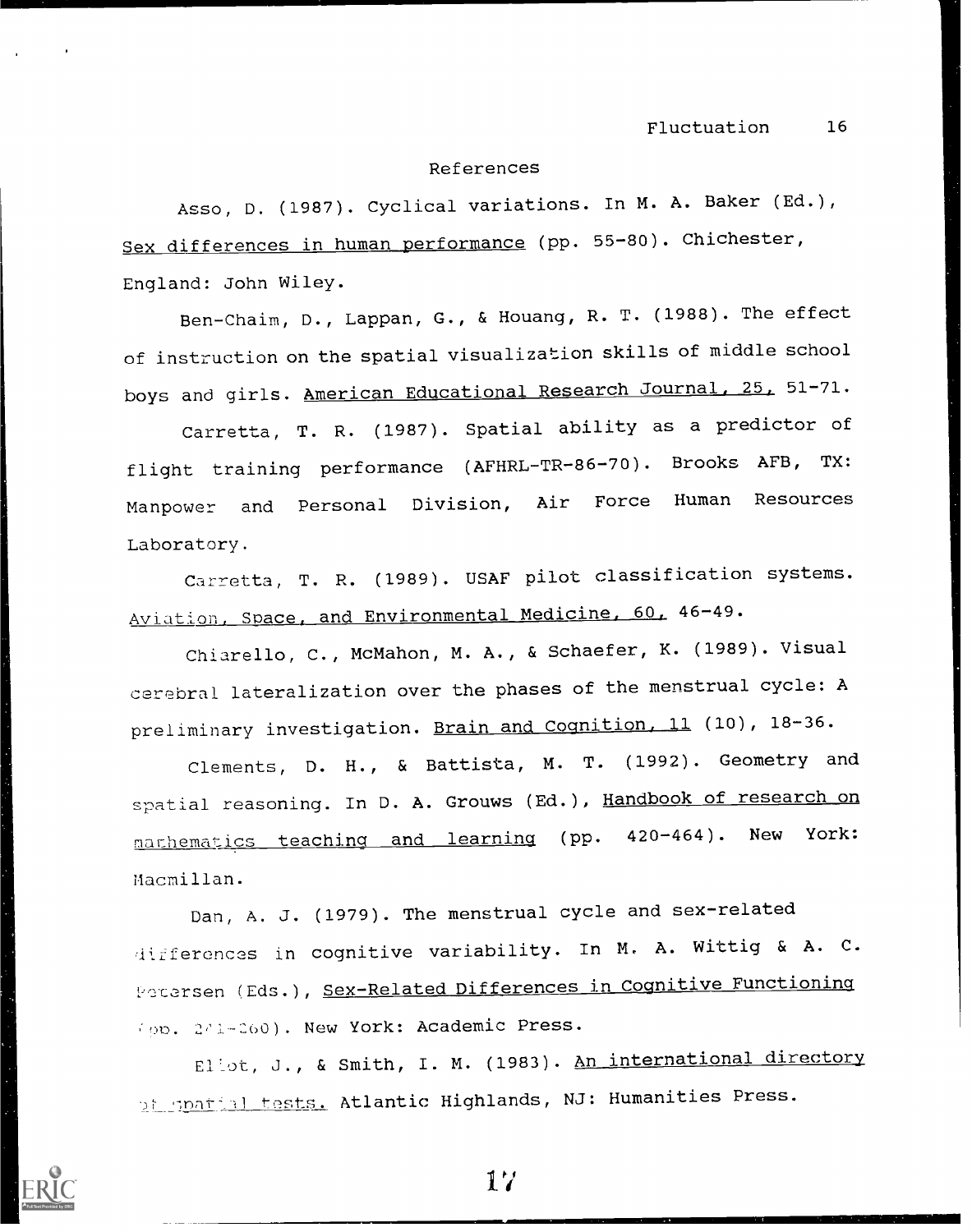# References

Asso, D. (1987). Cyclical variations. In M. A. Baker (Ed.), Sex differences in human performance (pp. 55-80). Chichester, England: John Wiley.

Ben-Chaim, D., Lappan, G., & Houang, R. T. (1988). The effect of instruction on the spatial visualization skills of middle school boys and girls. American Educational Research Journal, 25, 51-71.

Carretta, T. R. (1987). Spatial ability as a predictor of flight training performance (AFHRL-TR-86-70). Brooks AFB, TX: Manpower and Personal Division, Air Force Human Resources Laboratory.

Carretta, T. R. (1989). USAF pilot classification systems. Aviation, Space, and Environmental Medicine, 60, 46-49.

Chiarello, C., McMahon, M. A., & Schaefer, K. (1989). Visual cerebral lateralization over the phases of the menstrual cycle: A preliminary investigation. Brain and Cognition, 11 (10), 18-36.

Clements, D. H., & Battista, M. T. (1992). Geometry and spatial reasoning. In D. A. Grouws (Ed.), Handbook of research on mathematics teaching and learning (pp. 420-464). New York: Macmillan.

Dan, A. J. (1979). The menstrual cycle and sex-related differences in cognitive variability. In M. A. Wittig & A. C. Petersen (Eds.), Sex-Related Differences in Cognitive Functioning (pp. 241-260). New York: Academic Press.

Eliot, J., & Smith, I. M. (1983). An international directory of spatial tests. Atlantic Highlands, NJ: Humanities Press.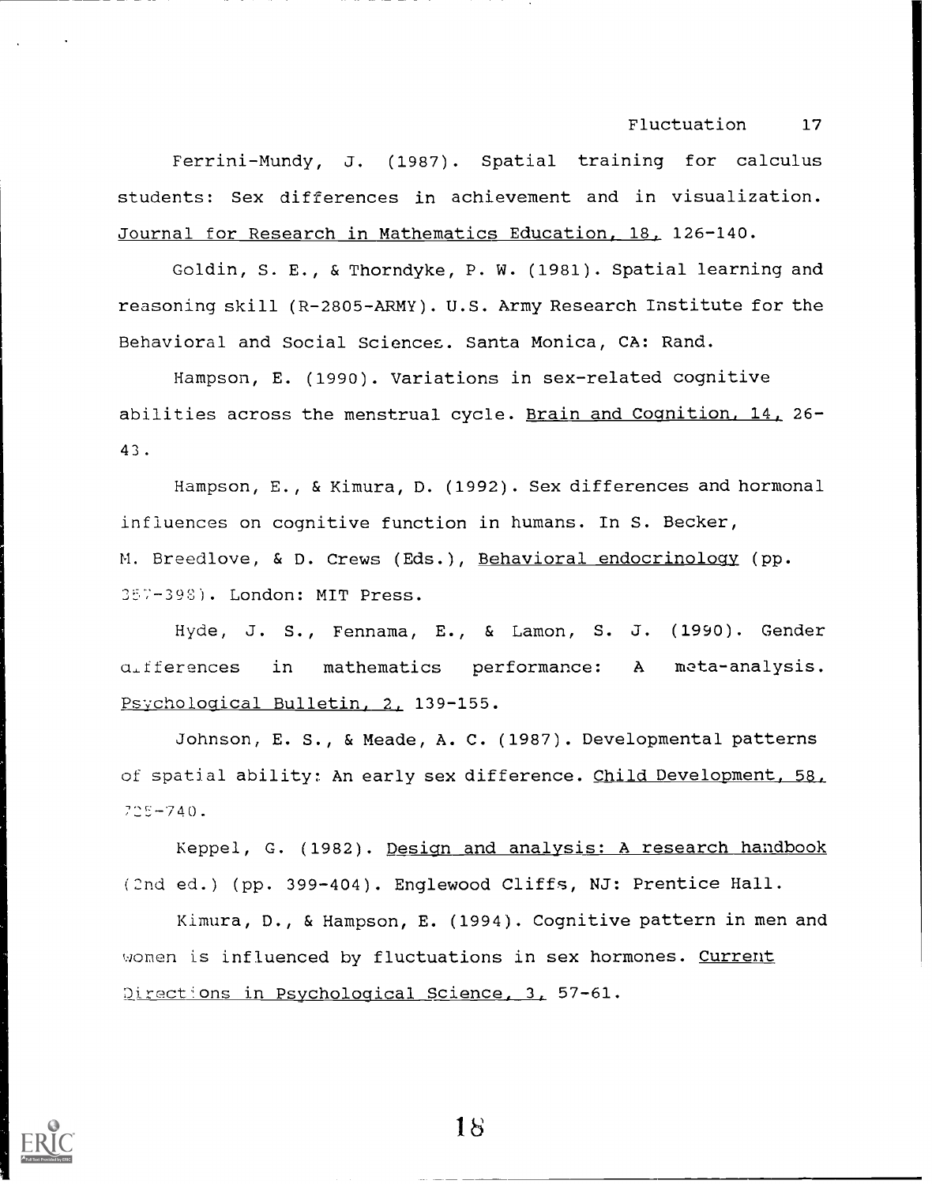Ferrini-Mundy, J. (1987). Spatial training for calculus students: Sex differences in achievement and in visualization. Journal for Research in Mathematics Education, 18, 126-140.

Goldin, S. E., & Thorndyke, P. W. (1981). Spatial learning and reasoning skill (R-2805-ARMY). U.S. Army Research Institute for the Behavioral and Social Sciences. Santa Monica, CA: Rand.

Hampson, E. (1990). Variations in sex-related cognitive abilities across the menstrual cycle. Brain and Cognition, 14, 26-43.

Hampson, E., & Kimura, D. (1992). Sex differences and hormonal influences on cognitive function in humans. In S. Becker, M. Breedlove, & D. Crews (Eds.), Behavioral endocrinology (pp. 357-398). London: MIT Press.

Hyde, J. S., Fennama, E., & Lamon, S. J. (1990). Gender differences in mathematics performance: A meta-analysis. Psychological Bulletin, 2, 139-155.

Johnson, E. S., & Meade, A. C. (1987). Developmental patterns of spatial ability: An early sex difference. Child Development, 58, 725-740.

Keppel, G. (1982). Design and analysis: A research handbook (2nd ed.) (pp. 399-404). Englewood Cliffs, NJ: Prentice Hall.

Kimura, D., & Hampson, E. (1994). Cognitive pattern in men and women is influenced by fluctuations in sex hormones. Current Directions in Psychological Science, 3, 57-61.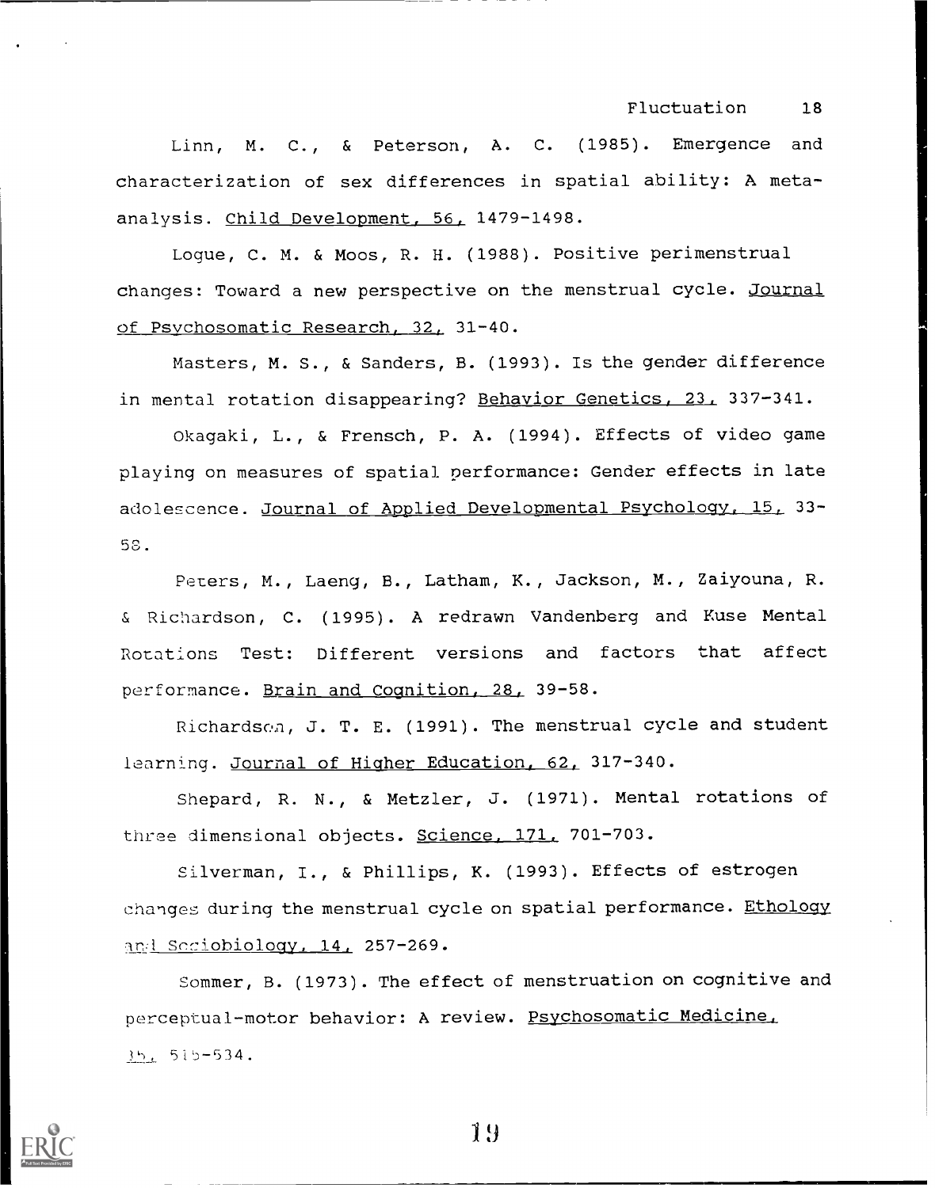Linn, M. C., & Peterson, A. C. (1985). Emergence and characterization of sex differences in spatial ability: A meta-analysis. Child Development, 56, 1479-1498.

Logue, C. M. & Moos, R. H. (1988). Positive perimenstrual changes: Toward a new perspective on the menstrual cycle. Journal of Psychosomatic Research, 32, 31-40.

Masters, M. S., & Sanders, B. (1993). Is the gender difference in mental rotation disappearing? Behavior Genetics, 23, 337-341.

Okagaki, L., & Frensch, P. A. (1994). Effects of video game playing on measures of spatial performance: Gender effects in late adolescence. Journal of Applied Developmental Psychology, 15, 33-58.

Peters, M., Laeng, B., Latham, K., Jackson, M., Zaiyouna, R. & Richardson, C. (1995). A redrawn Vandenberg and Kuse Mental Rotations Test: Different versions and factors that affect performance. Brain and Cognition, 28, 39-58.

Richardson, J. T. E. (1991). The menstrual cycle and student learning. Journal of Higher Education, 62, 317-340.

Shepard, R. N., & Metzler, J. (1971). Mental rotations of three dimensional objects. Science, 171, 701-703.

Silverman, I., & Phillips, K. (1993). Effects of estrogen changes during the menstrual cycle on spatial performance. Ethology and Sociobiology, 14, 257-269.

Sommer, B. (1973). The effect of menstruation on cognitive and perceptual-motor behavior: A review. Psychosomatic Medicine, 35, 515-534.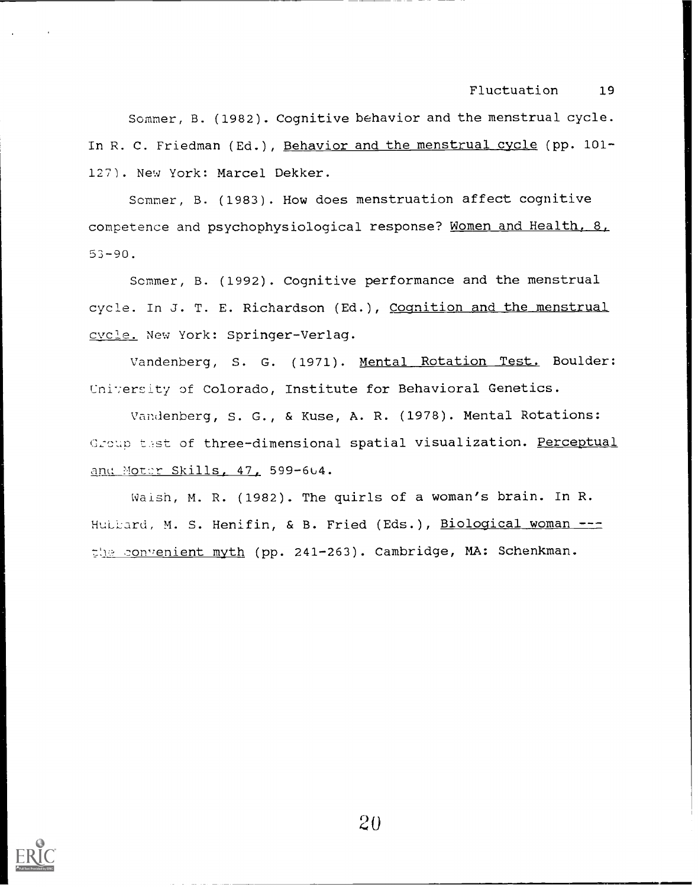Sommer, B. (1982). Cognitive behavior and the menstrual cycle. In R. C. Friedman (Ed.), *Behavior and the menstrual cycle* (pp. 101-127). New York: Marcel Dekker.

Sommer, B. (1983). How does menstruation affect cognitive competence and psychophysiological response? *Women and Health, 8,* 53-90.

Sommer, B. (1992). Cognitive performance and the menstrual cycle. In J. T. E. Richardson (Ed.), *Cognition and the menstrual cycle.* New York: Springer-Verlag.

Vandenberg, S. G. (1971). *Mental Rotation Test.* Boulder: University of Colorado, Institute for Behavioral Genetics.

Vandenberg, S. G., & Kuse, A. R. (1978). Mental Rotations: Group test of three-dimensional spatial visualization. *Perceptual and Motor Skills, 47,* 599-604.

Walsh, M. R. (1982). The quirls of a woman's brain. In R. Hubbard, M. S. Henifin, & B. Fried (Eds.), *Biological woman --- the convenient myth* (pp. 241-263). Cambridge, MA: Schenkman.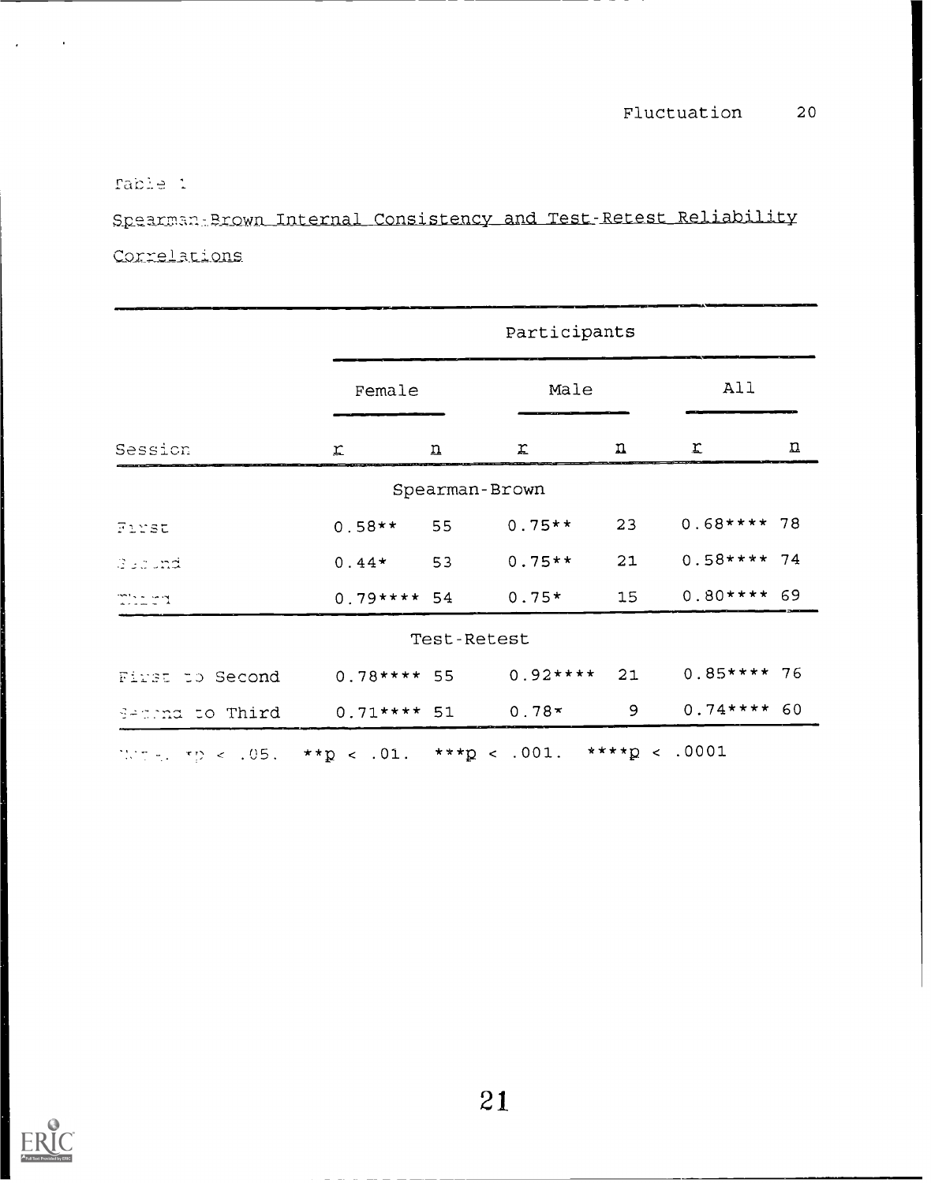Table 1

Spearman-Brown Internal Consistency and Test-Retest Reliability Correlations

| | Participants | | | | | |
|---|---|---|---|---|---|---|
| | Female | | Male | | All | |
| Session | *r* | *n* | *r* | *n* | *r* | *n* |
| | | | Spearman-Brown | | | |
| First | 0.58** | 55 | 0.75** | 23 | 0.68**** | 78 |
| Second | 0.44* | 53 | 0.75** | 21 | 0.58**** | 74 |
| Third | 0.79**** | 54 | 0.75* | 15 | 0.80**** | 69 |
| | | | Test-Retest | | | |
| First to Second | 0.78**** | 55 | 0.92**** | 21 | 0.85**** | 76 |
| Second to Third | 0.71**** | 51 | 0.78* | 9 | 0.74**** | 60 |

Note. *$p < .05$. **$p < .01$. ***$p < .001$. ****$p < .0001$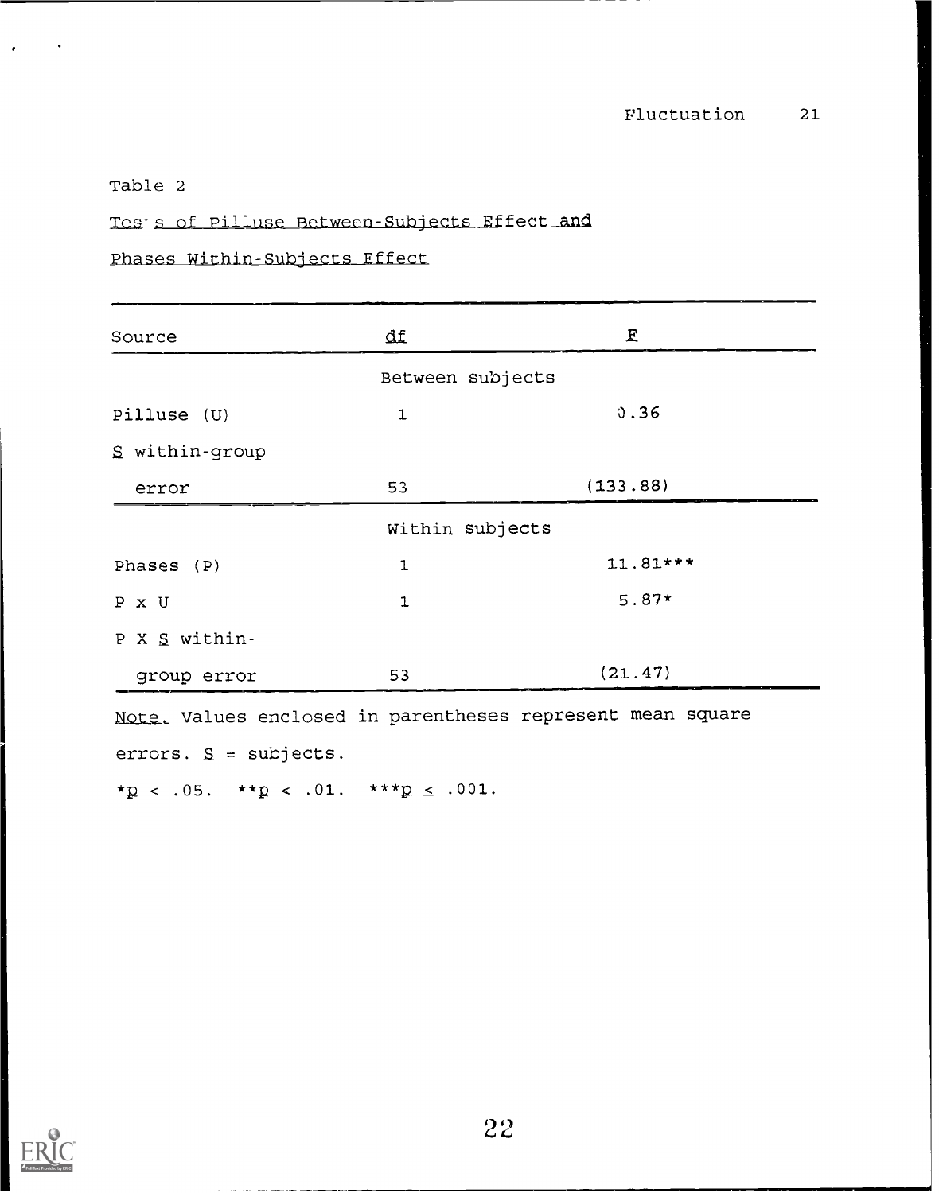Table 2

Tes's of Pilluse Between-Subjects Effect and Phases Within-Subjects Effect

| Source | *df* | *F* |
|---|---|---|
| | Between subjects | |
| Pilluse (U) | 1 | 0.36 |
| *S* within-group error | 53 | (133.88) |
| | Within subjects | |
| Phases (P) | 1 | 11.81*** |
| P x U | 1 | 5.87* |
| P X *S* within-group error | 53 | (21.47) |

*Note.* Values enclosed in parentheses represent mean square errors. *S* = subjects.

$^{*}p < .05$. $^{**}p < .01$. $^{***}p \leq .001$.